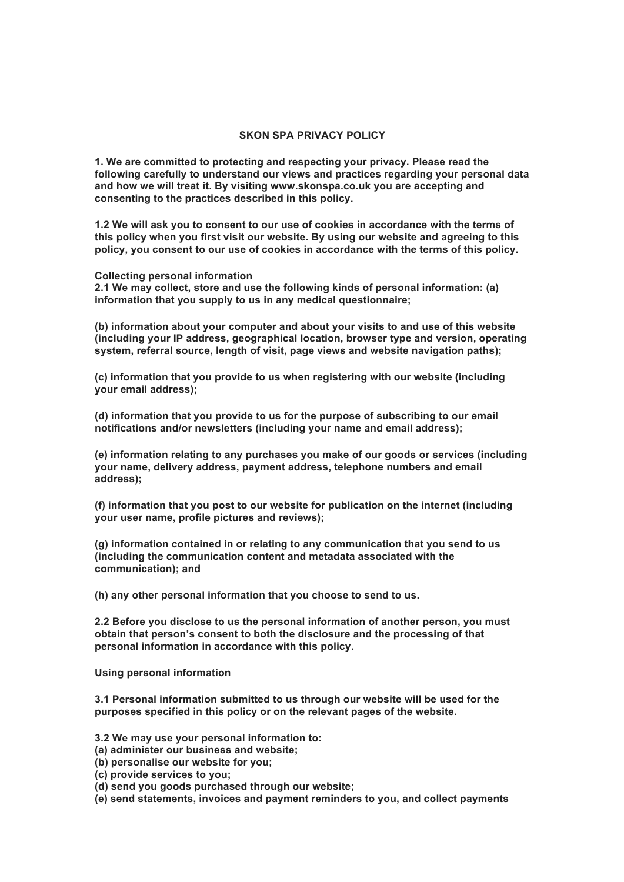# SKON SPA PRIVACY POLICY

**1. We are committed to protecting and respecting your privacy. Please read the following carefully to understand our views and practices regarding your personal data and how we will treat it. By visiting www.skonspa.co.uk you are accepting and consenting to the practices described in this policy.**

**1.2 We will ask you to consent to our use of cookies in accordance with the terms of this policy when you first visit our website. By using our website and agreeing to this policy, you consent to our use of cookies in accordance with the terms of this policy.**

**Collecting personal information**

**2.1 We may collect, store and use the following kinds of personal information: (a) information that you supply to us in any medical questionnaire;**

**(b) information about your computer and about your visits to and use of this website (including your IP address, geographical location, browser type and version, operating system, referral source, length of visit, page views and website navigation paths);**

**(c) information that you provide to us when registering with our website (including your email address);**

**(d) information that you provide to us for the purpose of subscribing to our email notifications and/or newsletters (including your name and email address);**

**(e) information relating to any purchases you make of our goods or services (including your name, delivery address, payment address, telephone numbers and email address);**

**(f) information that you post to our website for publication on the internet (including your user name, profile pictures and reviews);**

**(g) information contained in or relating to any communication that you send to us (including the communication content and metadata associated with the communication); and**

**(h) any other personal information that you choose to send to us.**

**2.2 Before you disclose to us the personal information of another person, you must obtain that person's consent to both the disclosure and the processing of that personal information in accordance with this policy.**

**Using personal information**

**3.1 Personal information submitted to us through our website will be used for the purposes specified in this policy or on the relevant pages of the website.**

**3.2 We may use your personal information to:**
**(a) administer our business and website;**
**(b) personalise our website for you;**
**(c) provide services to you;**
**(d) send you goods purchased through our website;**
**(e) send statements, invoices and payment reminders to you, and collect payments**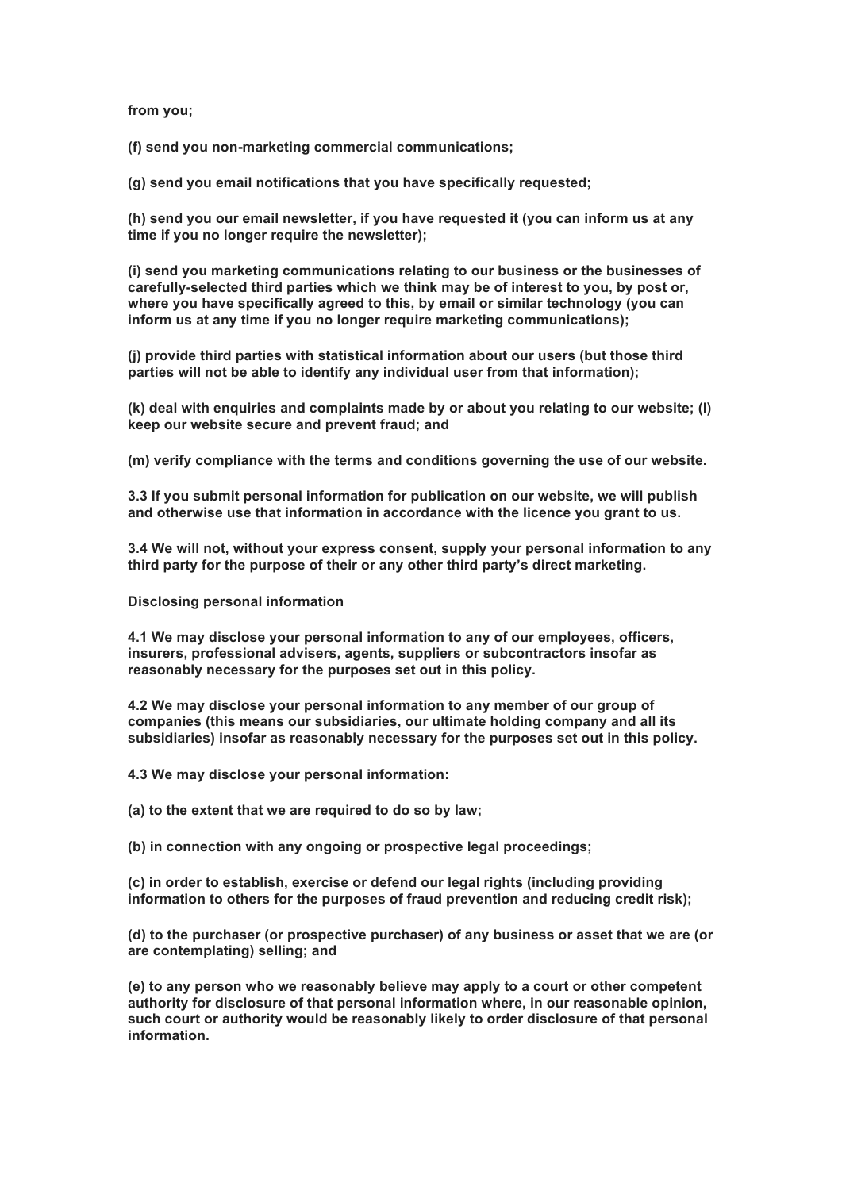**from you;**

**(f) send you non-marketing commercial communications;**

**(g) send you email notifications that you have specifically requested;**

**(h) send you our email newsletter, if you have requested it (you can inform us at any time if you no longer require the newsletter);**

**(i) send you marketing communications relating to our business or the businesses of carefully-selected third parties which we think may be of interest to you, by post or, where you have specifically agreed to this, by email or similar technology (you can inform us at any time if you no longer require marketing communications);**

**(j) provide third parties with statistical information about our users (but those third parties will not be able to identify any individual user from that information);**

**(k) deal with enquiries and complaints made by or about you relating to our website; (l) keep our website secure and prevent fraud; and**

**(m) verify compliance with the terms and conditions governing the use of our website.**

**3.3 If you submit personal information for publication on our website, we will publish and otherwise use that information in accordance with the licence you grant to us.**

**3.4 We will not, without your express consent, supply your personal information to any third party for the purpose of their or any other third party's direct marketing.**

**Disclosing personal information**

**4.1 We may disclose your personal information to any of our employees, officers, insurers, professional advisers, agents, suppliers or subcontractors insofar as reasonably necessary for the purposes set out in this policy.**

**4.2 We may disclose your personal information to any member of our group of companies (this means our subsidiaries, our ultimate holding company and all its subsidiaries) insofar as reasonably necessary for the purposes set out in this policy.**

**4.3 We may disclose your personal information:**

**(a) to the extent that we are required to do so by law;**

**(b) in connection with any ongoing or prospective legal proceedings;**

**(c) in order to establish, exercise or defend our legal rights (including providing information to others for the purposes of fraud prevention and reducing credit risk);**

**(d) to the purchaser (or prospective purchaser) of any business or asset that we are (or are contemplating) selling; and**

**(e) to any person who we reasonably believe may apply to a court or other competent authority for disclosure of that personal information where, in our reasonable opinion, such court or authority would be reasonably likely to order disclosure of that personal information.**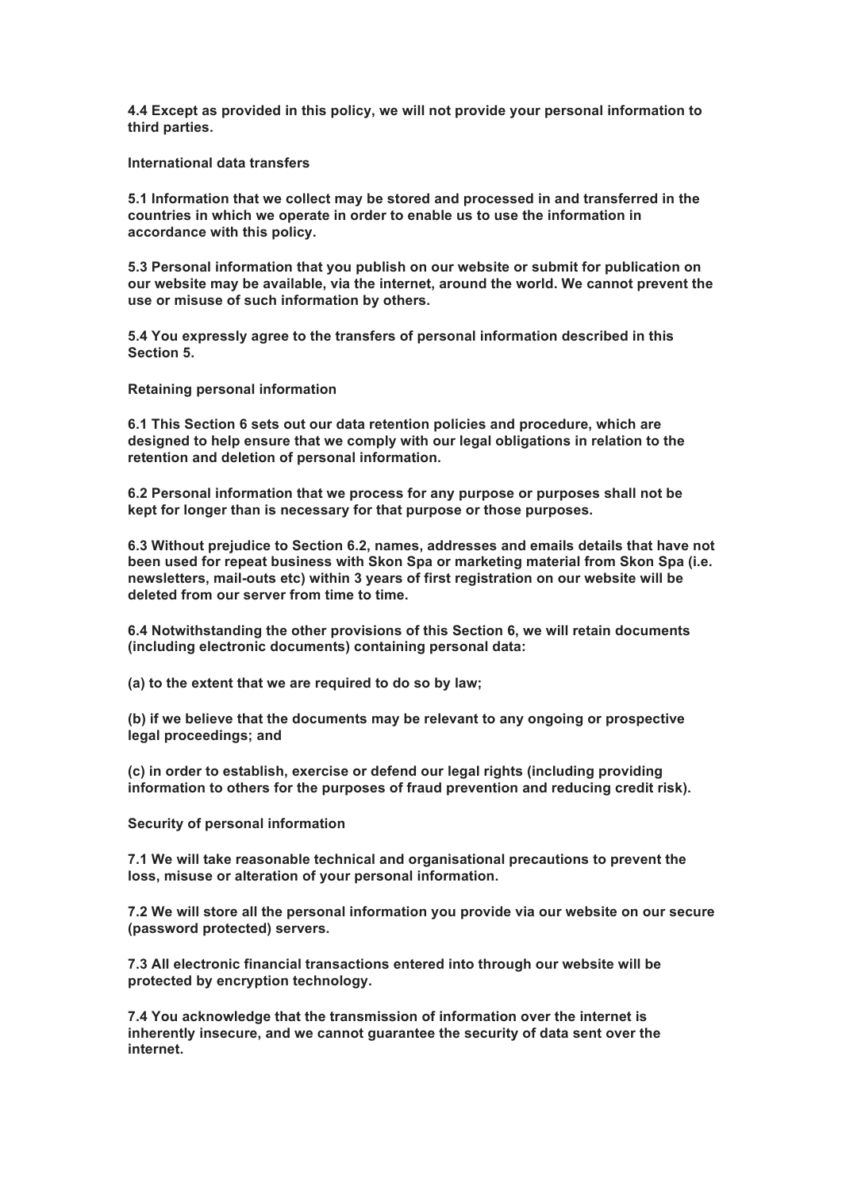**4.4 Except as provided in this policy, we will not provide your personal information to third parties.**

**International data transfers**

**5.1 Information that we collect may be stored and processed in and transferred in the countries in which we operate in order to enable us to use the information in accordance with this policy.**

**5.3 Personal information that you publish on our website or submit for publication on our website may be available, via the internet, around the world. We cannot prevent the use or misuse of such information by others.**

**5.4 You expressly agree to the transfers of personal information described in this Section 5.**

**Retaining personal information**

**6.1 This Section 6 sets out our data retention policies and procedure, which are designed to help ensure that we comply with our legal obligations in relation to the retention and deletion of personal information.**

**6.2 Personal information that we process for any purpose or purposes shall not be kept for longer than is necessary for that purpose or those purposes.**

**6.3 Without prejudice to Section 6.2, names, addresses and emails details that have not been used for repeat business with Skon Spa or marketing material from Skon Spa (i.e. newsletters, mail-outs etc) within 3 years of first registration on our website will be deleted from our server from time to time.**

**6.4 Notwithstanding the other provisions of this Section 6, we will retain documents (including electronic documents) containing personal data:**

**(a) to the extent that we are required to do so by law;**

**(b) if we believe that the documents may be relevant to any ongoing or prospective legal proceedings; and**

**(c) in order to establish, exercise or defend our legal rights (including providing information to others for the purposes of fraud prevention and reducing credit risk).**

**Security of personal information**

**7.1 We will take reasonable technical and organisational precautions to prevent the loss, misuse or alteration of your personal information.**

**7.2 We will store all the personal information you provide via our website on our secure (password protected) servers.**

**7.3 All electronic financial transactions entered into through our website will be protected by encryption technology.**

**7.4 You acknowledge that the transmission of information over the internet is inherently insecure, and we cannot guarantee the security of data sent over the internet.**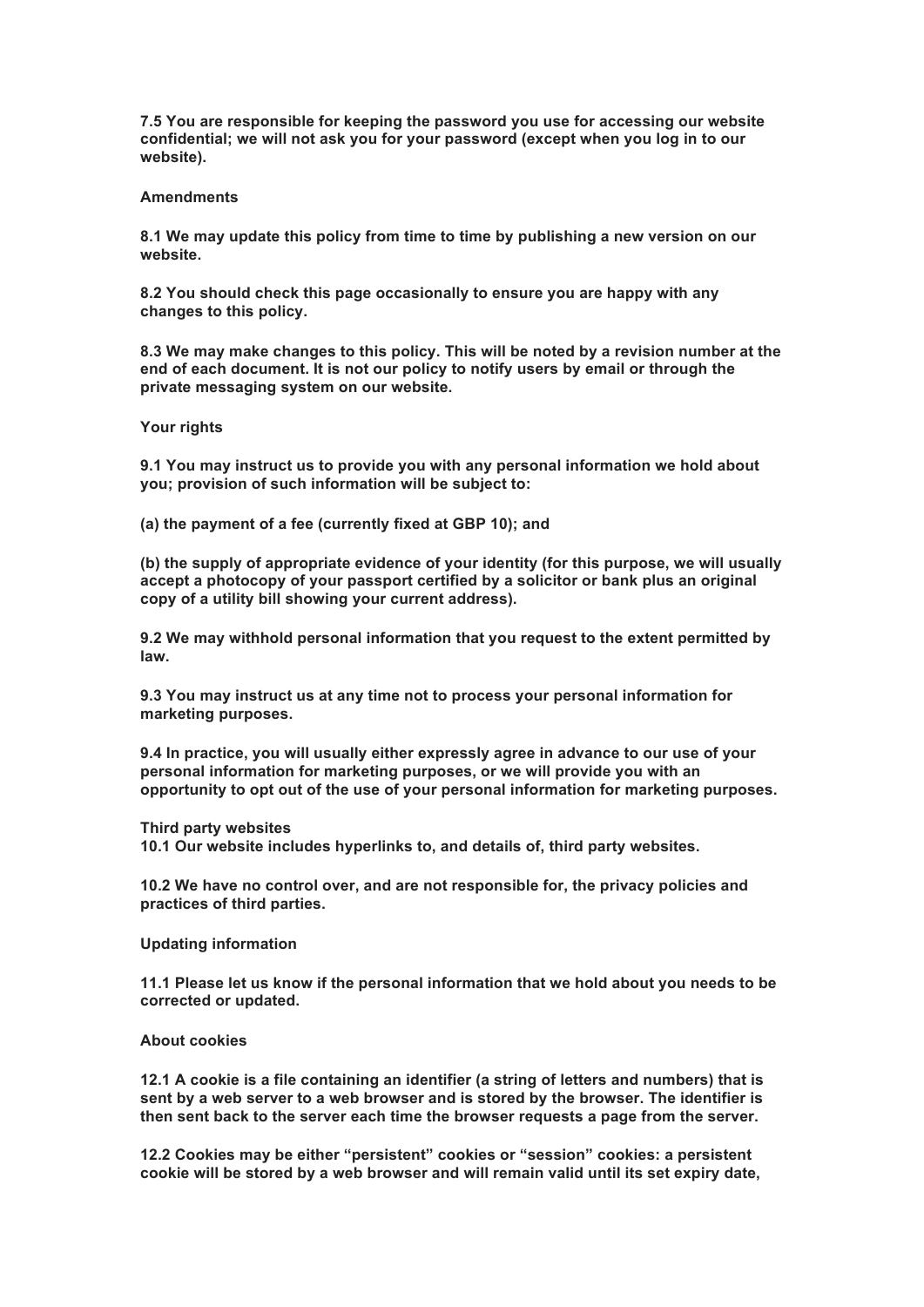**7.5 You are responsible for keeping the password you use for accessing our website confidential; we will not ask you for your password (except when you log in to our website).**

**Amendments**

**8.1 We may update this policy from time to time by publishing a new version on our website.**

**8.2 You should check this page occasionally to ensure you are happy with any changes to this policy.**

**8.3 We may make changes to this policy. This will be noted by a revision number at the end of each document. It is not our policy to notify users by email or through the private messaging system on our website.**

**Your rights**

**9.1 You may instruct us to provide you with any personal information we hold about you; provision of such information will be subject to:**

**(a) the payment of a fee (currently fixed at GBP 10); and**

**(b) the supply of appropriate evidence of your identity (for this purpose, we will usually accept a photocopy of your passport certified by a solicitor or bank plus an original copy of a utility bill showing your current address).**

**9.2 We may withhold personal information that you request to the extent permitted by law.**

**9.3 You may instruct us at any time not to process your personal information for marketing purposes.**

**9.4 In practice, you will usually either expressly agree in advance to our use of your personal information for marketing purposes, or we will provide you with an opportunity to opt out of the use of your personal information for marketing purposes.**

**Third party websites**
**10.1 Our website includes hyperlinks to, and details of, third party websites.**

**10.2 We have no control over, and are not responsible for, the privacy policies and practices of third parties.**

**Updating information**

**11.1 Please let us know if the personal information that we hold about you needs to be corrected or updated.**

**About cookies**

**12.1 A cookie is a file containing an identifier (a string of letters and numbers) that is sent by a web server to a web browser and is stored by the browser. The identifier is then sent back to the server each time the browser requests a page from the server.**

**12.2 Cookies may be either "persistent" cookies or "session" cookies: a persistent cookie will be stored by a web browser and will remain valid until its set expiry date,**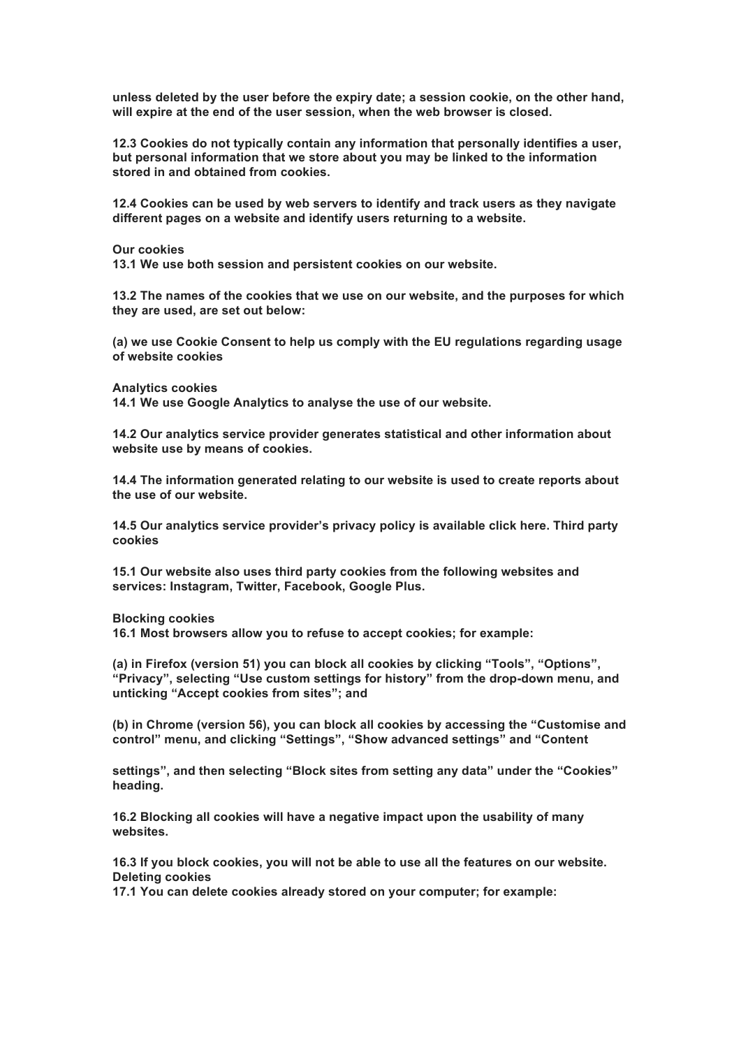**unless deleted by the user before the expiry date; a session cookie, on the other hand, will expire at the end of the user session, when the web browser is closed.**

**12.3 Cookies do not typically contain any information that personally identifies a user, but personal information that we store about you may be linked to the information stored in and obtained from cookies.**

**12.4 Cookies can be used by web servers to identify and track users as they navigate different pages on a website and identify users returning to a website.**

**Our cookies**

**13.1 We use both session and persistent cookies on our website.**

**13.2 The names of the cookies that we use on our website, and the purposes for which they are used, are set out below:**

**(a) we use Cookie Consent to help us comply with the EU regulations regarding usage of website cookies**

**Analytics cookies**

**14.1 We use Google Analytics to analyse the use of our website.**

**14.2 Our analytics service provider generates statistical and other information about website use by means of cookies.**

**14.4 The information generated relating to our website is used to create reports about the use of our website.**

**14.5 Our analytics service provider's privacy policy is available click here. Third party cookies**

**15.1 Our website also uses third party cookies from the following websites and services: Instagram, Twitter, Facebook, Google Plus.**

**Blocking cookies**

**16.1 Most browsers allow you to refuse to accept cookies; for example:**

**(a) in Firefox (version 51) you can block all cookies by clicking "Tools", "Options", "Privacy", selecting "Use custom settings for history" from the drop-down menu, and unticking "Accept cookies from sites"; and**

**(b) in Chrome (version 56), you can block all cookies by accessing the "Customise and control" menu, and clicking "Settings", "Show advanced settings" and "Content settings", and then selecting "Block sites from setting any data" under the "Cookies" heading.**

**16.2 Blocking all cookies will have a negative impact upon the usability of many websites.**

**16.3 If you block cookies, you will not be able to use all the features on our website.**

**Deleting cookies**

**17.1 You can delete cookies already stored on your computer; for example:**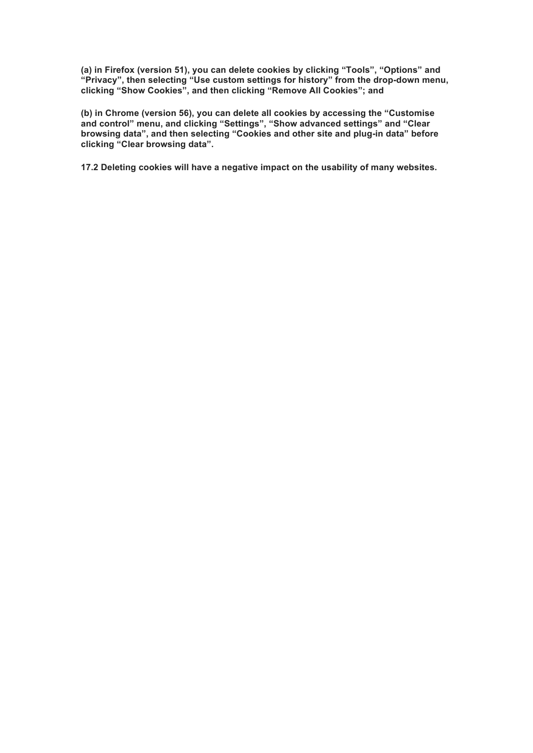**(a) in Firefox (version 51), you can delete cookies by clicking "Tools", "Options" and "Privacy", then selecting "Use custom settings for history" from the drop-down menu, clicking "Show Cookies", and then clicking "Remove All Cookies"; and**

**(b) in Chrome (version 56), you can delete all cookies by accessing the "Customise and control" menu, and clicking "Settings", "Show advanced settings" and "Clear browsing data", and then selecting "Cookies and other site and plug-in data" before clicking "Clear browsing data".**

**17.2 Deleting cookies will have a negative impact on the usability of many websites.**